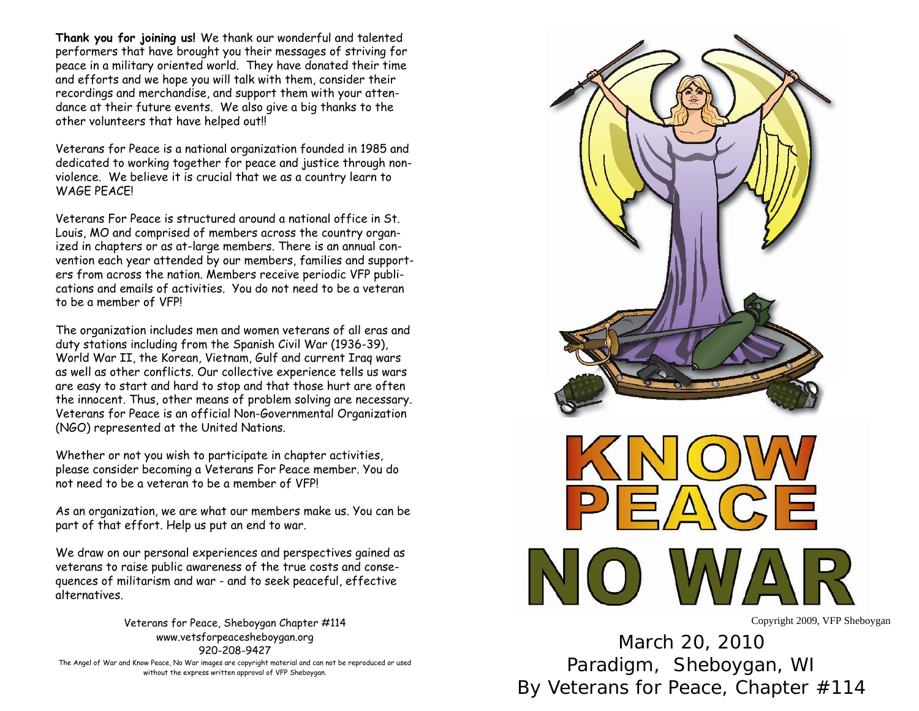**Thank you for joining us!** We thank our wonderful and talented performers that have brought you their messages of striving for peace in a military oriented world. They have donated their time and efforts and we hope you will talk with them, consider their recordings and merchandise, and support them with your attendance at their future events. We also give a big thanks to the other volunteers that have helped out!!

Veterans for Peace is a national organization founded in 1985 and dedicated to working together for peace and justice through nonviolence. We believe it is crucial that we as a country learn to WAGE PEACE!

Veterans For Peace is structured around a national office in St. Louis, MO and comprised of members across the country organized in chapters or as at-large members. There is an annual convention each year attended by our members, families and supporters from across the nation. Members receive periodic VFP publications and emails of activities. You do not need to be a veteran to be a member of VFP!

The organization includes men and women veterans of all eras and duty stations including from the Spanish Civil War (1936-39), World War II, the Korean, Vietnam, Gulf and current Iraq wars as well as other conflicts. Our collective experience tells us wars are easy to start and hard to stop and that those hurt are often the innocent. Thus, other means of problem solving are necessary. Veterans for Peace is an official Non-Governmental Organization (NGO) represented at the United Nations.

Whether or not you wish to participate in chapter activities, please consider becoming a Veterans For Peace member. You do not need to be a veteran to be a member of VFP!

As an organization, we are what our members make us. You can be part of that effort. Help us put an end to war.

We draw on our personal experiences and perspectives gained as veterans to raise public awareness of the true costs and consequences of militarism and war - and to seek peaceful, effective alternatives.

Veterans for Peace, Sheboygan Chapter #114
www.vetsforpeacesheboygan.org
920-208-9427

The Angel of War and Know Peace, No War images are copyright material and can not be reproduced or used without the express written approval of VFP Sheboygan.

# KNOW PEACE NO WAR

Copyright 2009, VFP Sheboygan

March 20, 2010
Paradigm, Sheboygan, WI
By Veterans for Peace, Chapter #114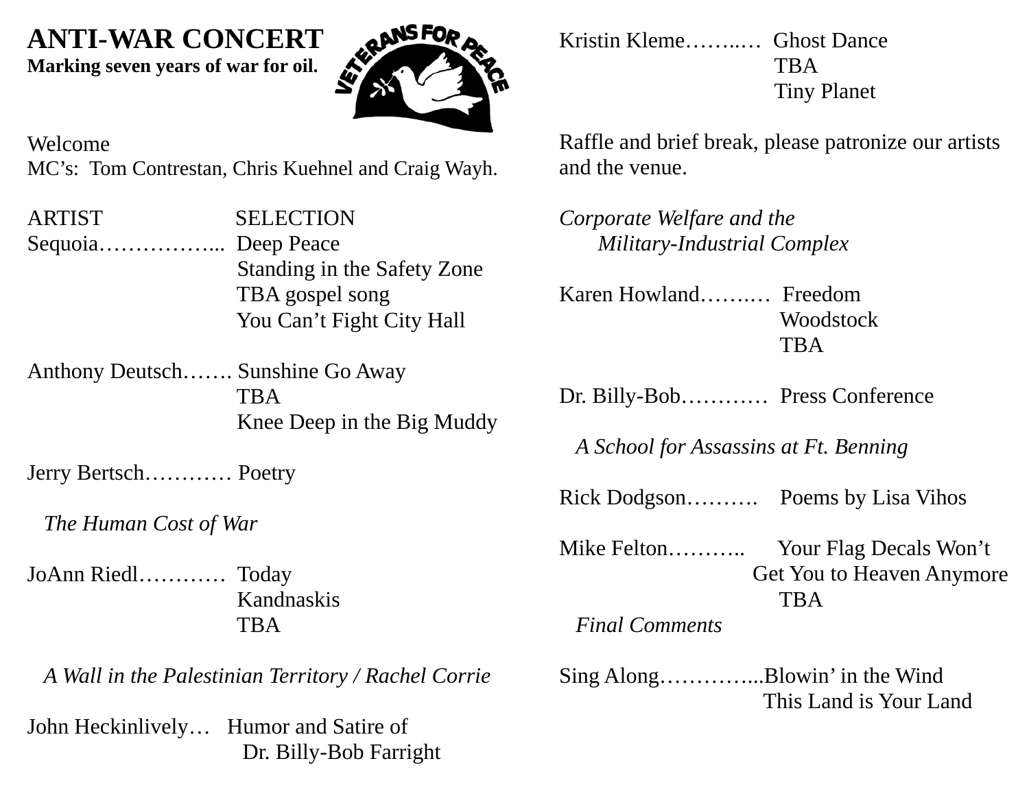# ANTI-WAR CONCERT

**Marking seven years of war for oil.**

VETERANS FOR PEACE

Welcome

MC's: Tom Contrestan, Chris Kuehnel and Craig Wayh.

| ARTIST | SELECTION |
|---|---|
| Sequoia…………….... | Deep Peace |
| | Standing in the Safety Zone |
| | TBA gospel song |
| | You Can't Fight City Hall |
| Anthony Deutsch……. | Sunshine Go Away |
| | TBA |
| | Knee Deep in the Big Muddy |
| Jerry Bertsch………… | Poetry |

*The Human Cost of War*

| | |
|---|---|
| JoAnn Riedl………… | Today |
| | Kandnaskis |
| | TBA |

*A Wall in the Palestinian Territory / Rachel Corrie*

| | |
|---|---|
| John Heckinlively… | Humor and Satire of Dr. Billy-Bob Farright |
| Kristin Kleme……..… | Ghost Dance |
| | TBA |
| | Tiny Planet |

Raffle and brief break, please patronize our artists and the venue.

*Corporate Welfare and the Military-Industrial Complex*

| | |
|---|---|
| Karen Howland……..… | Freedom |
| | Woodstock |
| | TBA |
| Dr. Billy-Bob………… | Press Conference |

*A School for Assassins at Ft. Benning*

| | |
|---|---|
| Rick Dodgson………. | Poems by Lisa Vihos |
| Mike Felton……….. | Your Flag Decals Won't Get You to Heaven Anymore |
| | TBA |

*Final Comments*

| | |
|---|---|
| Sing Along…………...| Blowin' in the Wind |
| | This Land is Your Land |